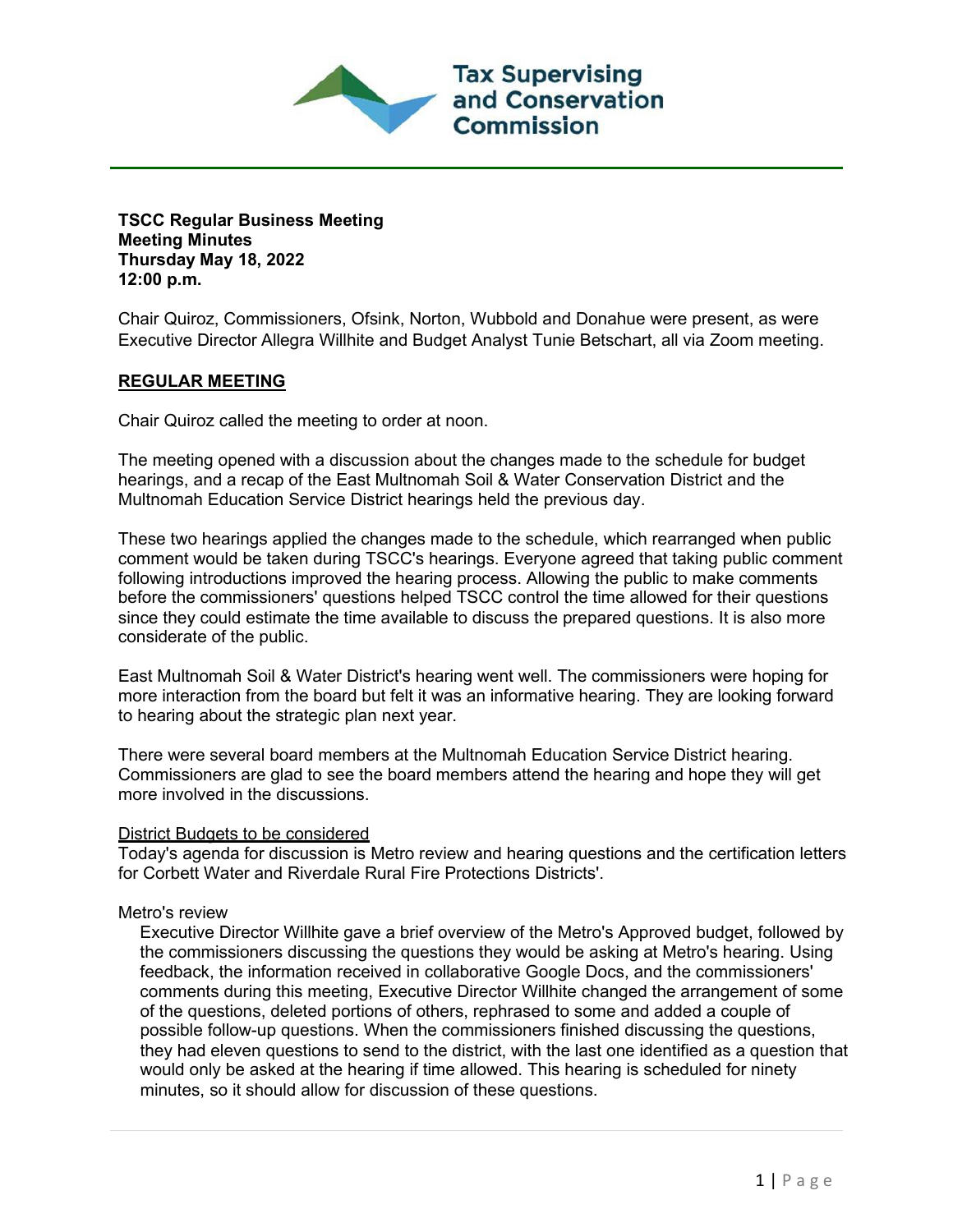Tax Supervising and Conservation Commission

**TSCC Regular Business Meeting**
**Meeting Minutes**
**Thursday May 18, 2022**
**12:00 p.m.**

Chair Quiroz, Commissioners, Ofsink, Norton, Wubbold and Donahue were present, as were Executive Director Allegra Willhite and Budget Analyst Tunie Betschart, all via Zoom meeting.

## REGULAR MEETING

Chair Quiroz called the meeting to order at noon.

The meeting opened with a discussion about the changes made to the schedule for budget hearings, and a recap of the East Multnomah Soil & Water Conservation District and the Multnomah Education Service District hearings held the previous day.

These two hearings applied the changes made to the schedule, which rearranged when public comment would be taken during TSCC's hearings. Everyone agreed that taking public comment following introductions improved the hearing process. Allowing the public to make comments before the commissioners' questions helped TSCC control the time allowed for their questions since they could estimate the time available to discuss the prepared questions. It is also more considerate of the public.

East Multnomah Soil & Water District's hearing went well. The commissioners were hoping for more interaction from the board but felt it was an informative hearing. They are looking forward to hearing about the strategic plan next year.

There were several board members at the Multnomah Education Service District hearing. Commissioners are glad to see the board members attend the hearing and hope they will get more involved in the discussions.

District Budgets to be considered

Today's agenda for discussion is Metro review and hearing questions and the certification letters for Corbett Water and Riverdale Rural Fire Protections Districts'.

Metro's review

Executive Director Willhite gave a brief overview of the Metro's Approved budget, followed by the commissioners discussing the questions they would be asking at Metro's hearing. Using feedback, the information received in collaborative Google Docs, and the commissioners' comments during this meeting, Executive Director Willhite changed the arrangement of some of the questions, deleted portions of others, rephrased to some and added a couple of possible follow-up questions. When the commissioners finished discussing the questions, they had eleven questions to send to the district, with the last one identified as a question that would only be asked at the hearing if time allowed. This hearing is scheduled for ninety minutes, so it should allow for discussion of these questions.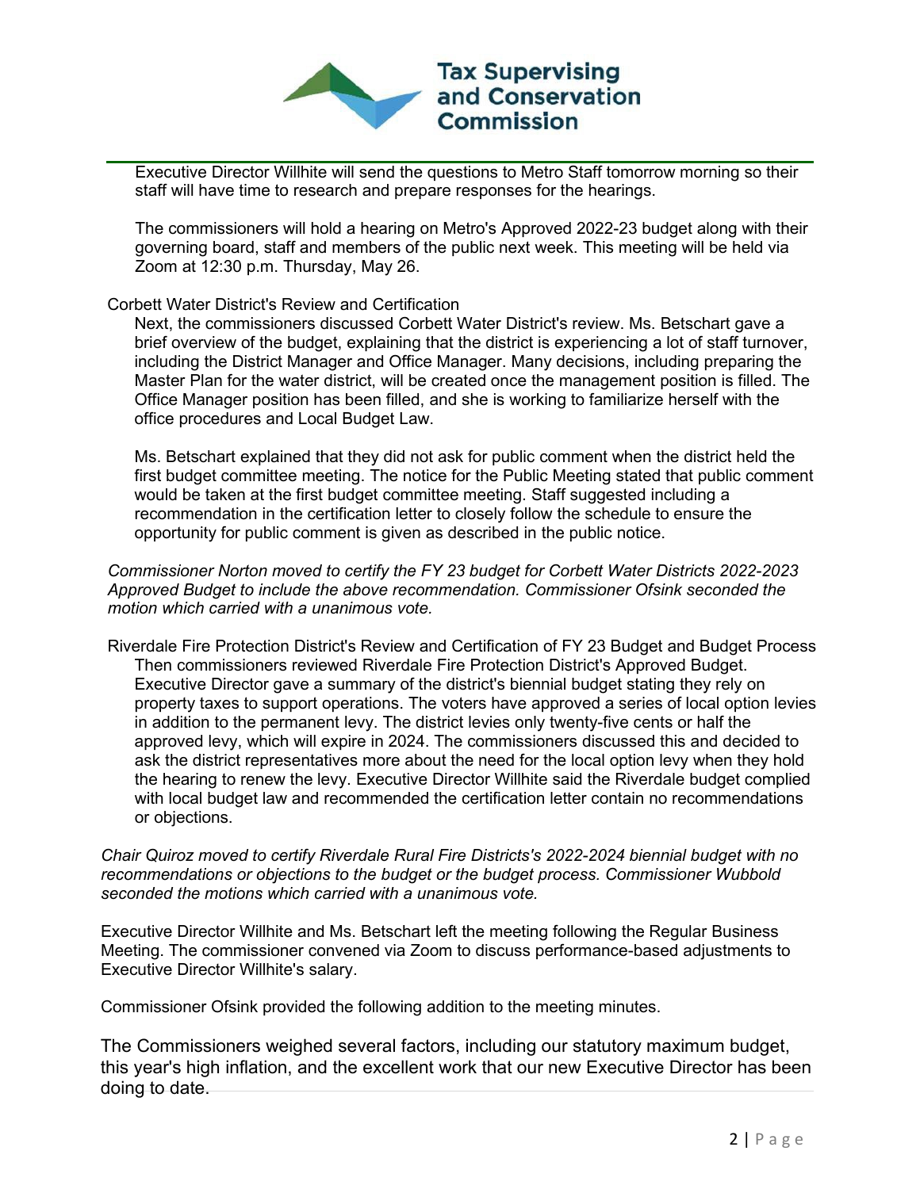Executive Director Willhite will send the questions to Metro Staff tomorrow morning so their staff will have time to research and prepare responses for the hearings.

The commissioners will hold a hearing on Metro's Approved 2022-23 budget along with their governing board, staff and members of the public next week. This meeting will be held via Zoom at 12:30 p.m. Thursday, May 26.

Corbett Water District's Review and Certification

Next, the commissioners discussed Corbett Water District's review. Ms. Betschart gave a brief overview of the budget, explaining that the district is experiencing a lot of staff turnover, including the District Manager and Office Manager. Many decisions, including preparing the Master Plan for the water district, will be created once the management position is filled. The Office Manager position has been filled, and she is working to familiarize herself with the office procedures and Local Budget Law.

Ms. Betschart explained that they did not ask for public comment when the district held the first budget committee meeting. The notice for the Public Meeting stated that public comment would be taken at the first budget committee meeting. Staff suggested including a recommendation in the certification letter to closely follow the schedule to ensure the opportunity for public comment is given as described in the public notice.

*Commissioner Norton moved to certify the FY 23 budget for Corbett Water Districts 2022-2023 Approved Budget to include the above recommendation. Commissioner Ofsink seconded the motion which carried with a unanimous vote.*

Riverdale Fire Protection District's Review and Certification of FY 23 Budget and Budget Process

Then commissioners reviewed Riverdale Fire Protection District's Approved Budget. Executive Director gave a summary of the district's biennial budget stating they rely on property taxes to support operations. The voters have approved a series of local option levies in addition to the permanent levy. The district levies only twenty-five cents or half the approved levy, which will expire in 2024. The commissioners discussed this and decided to ask the district representatives more about the need for the local option levy when they hold the hearing to renew the levy. Executive Director Willhite said the Riverdale budget complied with local budget law and recommended the certification letter contain no recommendations or objections.

*Chair Quiroz moved to certify Riverdale Rural Fire Districts's 2022-2024 biennial budget with no recommendations or objections to the budget or the budget process. Commissioner Wubbold seconded the motions which carried with a unanimous vote.*

Executive Director Willhite and Ms. Betschart left the meeting following the Regular Business Meeting. The commissioner convened via Zoom to discuss performance-based adjustments to Executive Director Willhite's salary.

Commissioner Ofsink provided the following addition to the meeting minutes.

The Commissioners weighed several factors, including our statutory maximum budget, this year's high inflation, and the excellent work that our new Executive Director has been doing to date.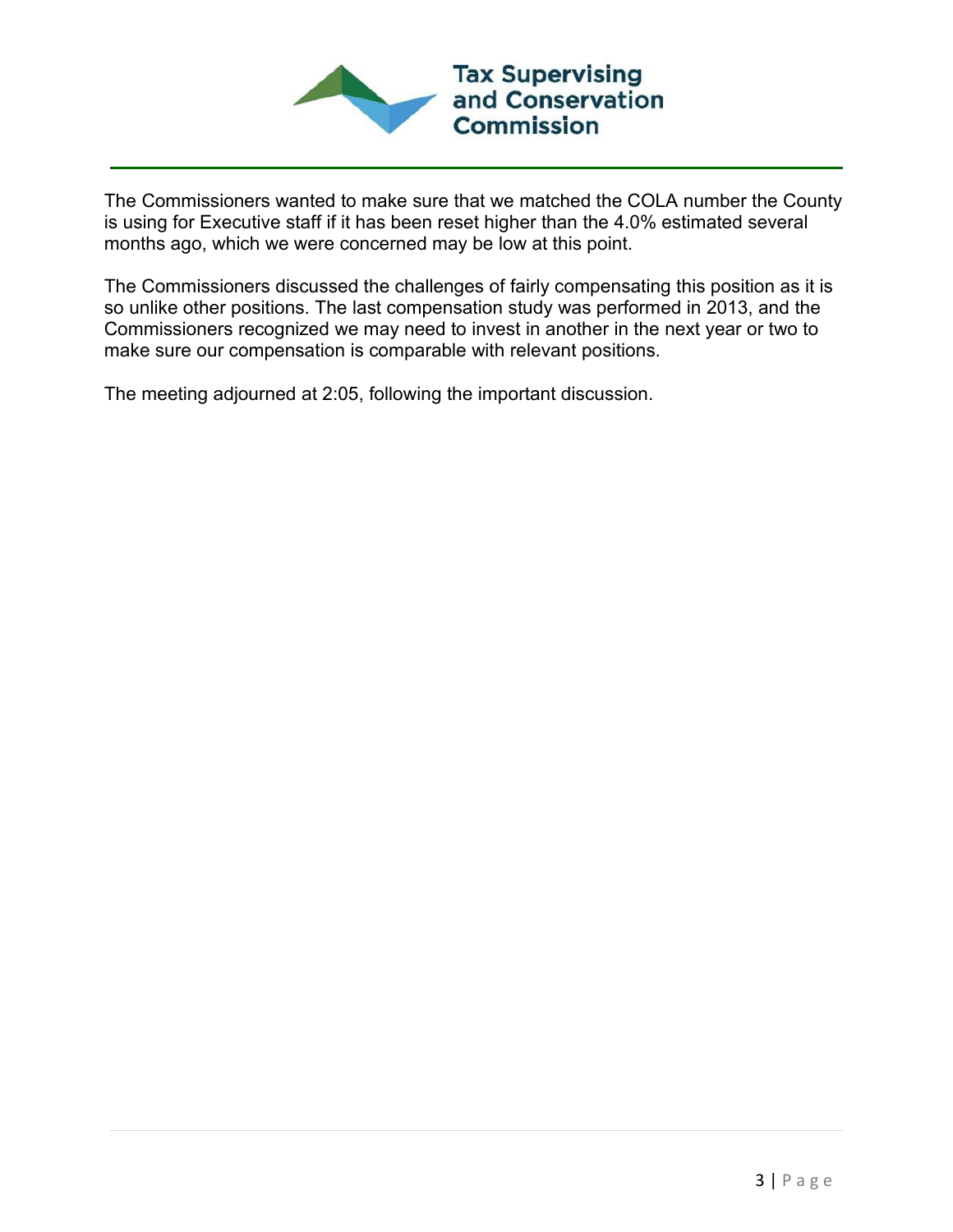The Commissioners wanted to make sure that we matched the COLA number the County is using for Executive staff if it has been reset higher than the 4.0% estimated several months ago, which we were concerned may be low at this point.

The Commissioners discussed the challenges of fairly compensating this position as it is so unlike other positions. The last compensation study was performed in 2013, and the Commissioners recognized we may need to invest in another in the next year or two to make sure our compensation is comparable with relevant positions.

The meeting adjourned at 2:05, following the important discussion.